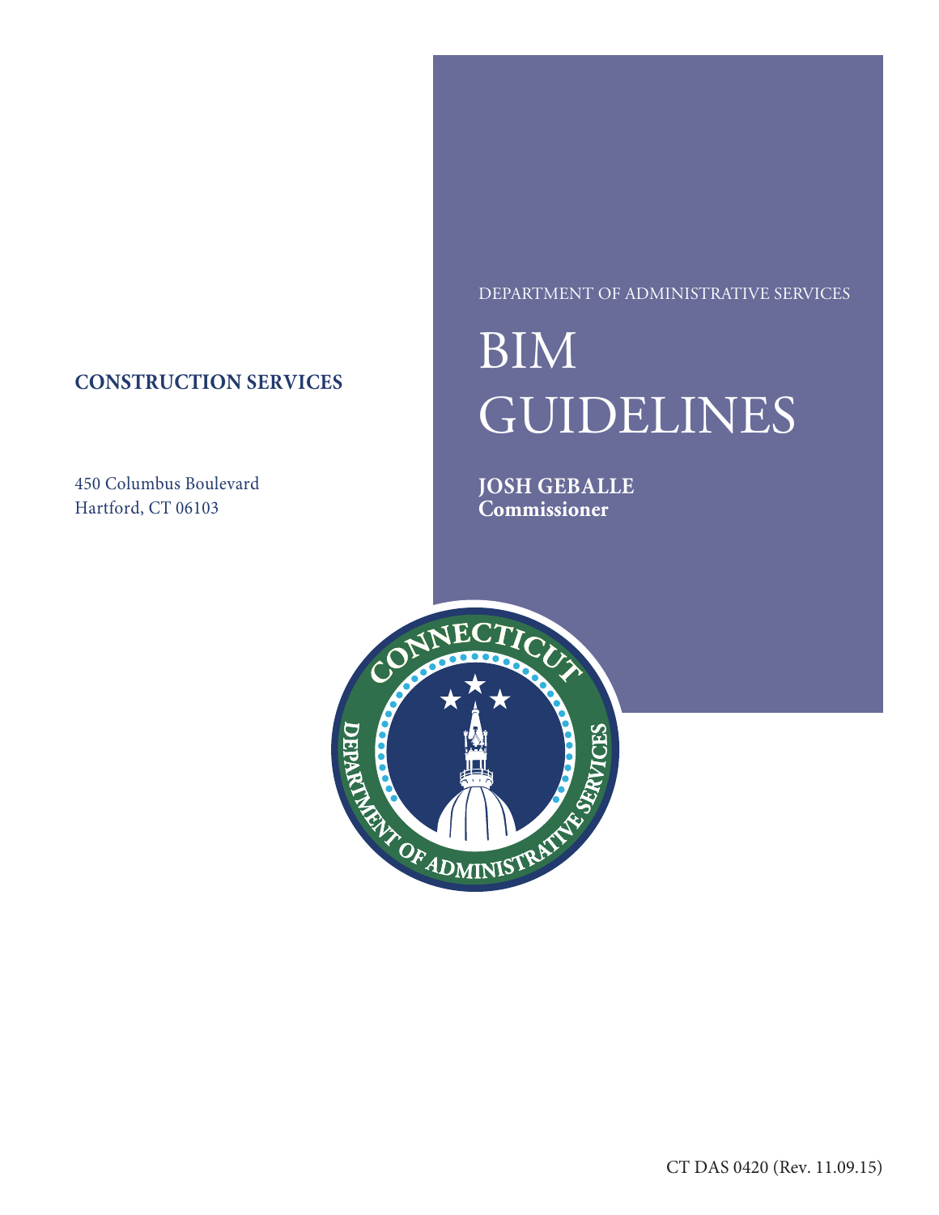DEPARTMENT OF ADMINISTRATIVE SERVICES

# BIM GUIDELINES

**JOSH GEBALLE**
**Commissioner**

**CONSTRUCTION SERVICES**

450 Columbus Boulevard
Hartford, CT 06103

CT DAS 0420 (Rev. 11.09.15)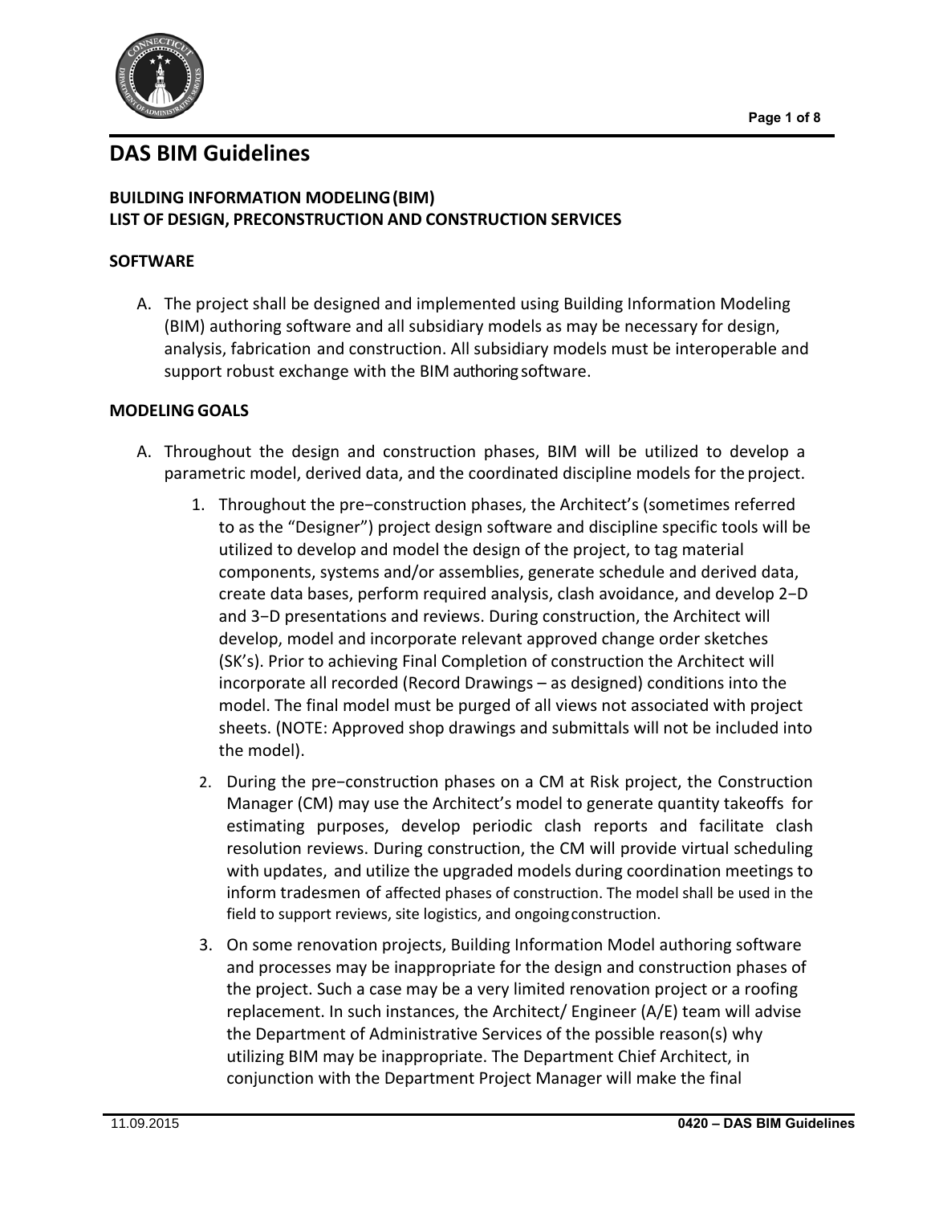# DAS BIM Guidelines

## BUILDING INFORMATION MODELING (BIM)
## LIST OF DESIGN, PRECONSTRUCTION AND CONSTRUCTION SERVICES

### SOFTWARE

A. The project shall be designed and implemented using Building Information Modeling (BIM) authoring software and all subsidiary models as may be necessary for design, analysis, fabrication and construction. All subsidiary models must be interoperable and support robust exchange with the BIM authoring software.

### MODELING GOALS

A. Throughout the design and construction phases, BIM will be utilized to develop a parametric model, derived data, and the coordinated discipline models for the project.

1. Throughout the pre−construction phases, the Architect's (sometimes referred to as the "Designer") project design software and discipline specific tools will be utilized to develop and model the design of the project, to tag material components, systems and/or assemblies, generate schedule and derived data, create data bases, perform required analysis, clash avoidance, and develop 2−D and 3−D presentations and reviews. During construction, the Architect will develop, model and incorporate relevant approved change order sketches (SK's). Prior to achieving Final Completion of construction the Architect will incorporate all recorded (Record Drawings – as designed) conditions into the model. The final model must be purged of all views not associated with project sheets. (NOTE: Approved shop drawings and submittals will not be included into the model).

2. During the pre−construction phases on a CM at Risk project, the Construction Manager (CM) may use the Architect's model to generate quantity takeoffs for estimating purposes, develop periodic clash reports and facilitate clash resolution reviews. During construction, the CM will provide virtual scheduling with updates, and utilize the upgraded models during coordination meetings to inform tradesmen of affected phases of construction. The model shall be used in the field to support reviews, site logistics, and ongoing construction.

3. On some renovation projects, Building Information Model authoring software and processes may be inappropriate for the design and construction phases of the project. Such a case may be a very limited renovation project or a roofing replacement. In such instances, the Architect/ Engineer (A/E) team will advise the Department of Administrative Services of the possible reason(s) why utilizing BIM may be inappropriate. The Department Chief Architect, in conjunction with the Department Project Manager will make the final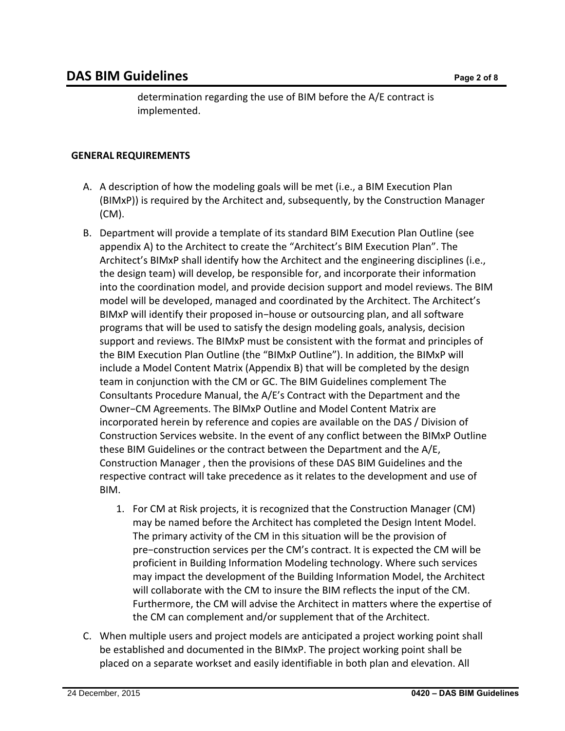determination regarding the use of BIM before the A/E contract is implemented.

## GENERAL REQUIREMENTS

A. A description of how the modeling goals will be met (i.e., a BIM Execution Plan (BIMxP)) is required by the Architect and, subsequently, by the Construction Manager (CM).

B. Department will provide a template of its standard BIM Execution Plan Outline (see appendix A) to the Architect to create the "Architect's BIM Execution Plan". The Architect's BIMxP shall identify how the Architect and the engineering disciplines (i.e., the design team) will develop, be responsible for, and incorporate their information into the coordination model, and provide decision support and model reviews. The BIM model will be developed, managed and coordinated by the Architect. The Architect's BIMxP will identify their proposed in−house or outsourcing plan, and all software programs that will be used to satisfy the design modeling goals, analysis, decision support and reviews. The BIMxP must be consistent with the format and principles of the BIM Execution Plan Outline (the "BIMxP Outline"). In addition, the BIMxP will include a Model Content Matrix (Appendix B) that will be completed by the design team in conjunction with the CM or GC. The BIM Guidelines complement The Consultants Procedure Manual, the A/E's Contract with the Department and the Owner−CM Agreements. The BlMxP Outline and Model Content Matrix are incorporated herein by reference and copies are available on the DAS / Division of Construction Services website. In the event of any conflict between the BIMxP Outline these BIM Guidelines or the contract between the Department and the A/E, Construction Manager , then the provisions of these DAS BIM Guidelines and the respective contract will take precedence as it relates to the development and use of BIM.

   1. For CM at Risk projects, it is recognized that the Construction Manager (CM) may be named before the Architect has completed the Design Intent Model. The primary activity of the CM in this situation will be the provision of pre−construction services per the CM's contract. It is expected the CM will be proficient in Building Information Modeling technology. Where such services may impact the development of the Building Information Model, the Architect will collaborate with the CM to insure the BIM reflects the input of the CM. Furthermore, the CM will advise the Architect in matters where the expertise of the CM can complement and/or supplement that of the Architect.

C. When multiple users and project models are anticipated a project working point shall be established and documented in the BIMxP. The project working point shall be placed on a separate workset and easily identifiable in both plan and elevation. All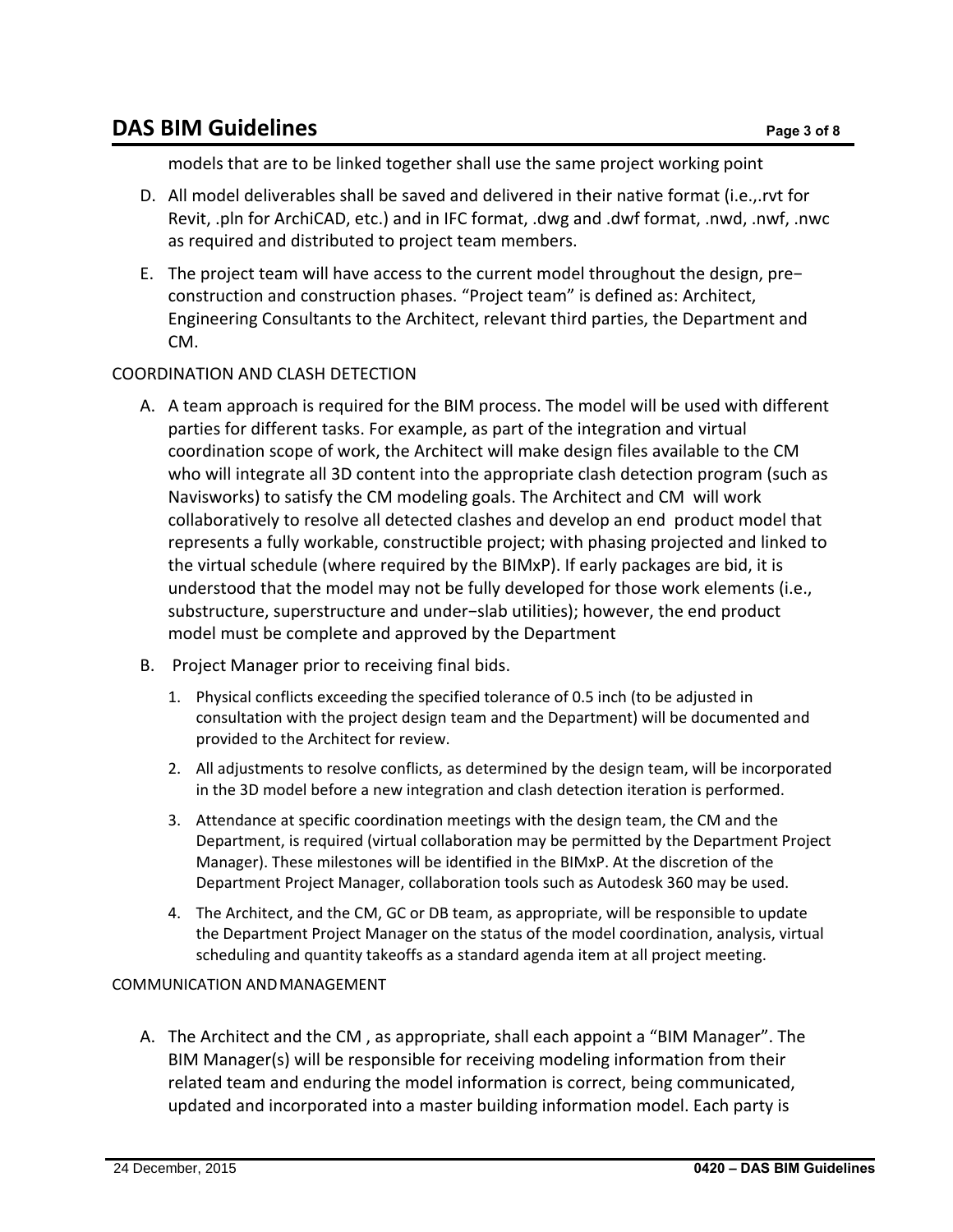models that are to be linked together shall use the same project working point

D. All model deliverables shall be saved and delivered in their native format (i.e.,.rvt for Revit, .pln for ArchiCAD, etc.) and in IFC format, .dwg and .dwf format, .nwd, .nwf, .nwc as required and distributed to project team members.

E. The project team will have access to the current model throughout the design, pre−construction and construction phases. “Project team” is defined as: Architect, Engineering Consultants to the Architect, relevant third parties, the Department and CM.

COORDINATION AND CLASH DETECTION

A. A team approach is required for the BIM process. The model will be used with different parties for different tasks. For example, as part of the integration and virtual coordination scope of work, the Architect will make design files available to the CM who will integrate all 3D content into the appropriate clash detection program (such as Navisworks) to satisfy the CM modeling goals. The Architect and CM will work collaboratively to resolve all detected clashes and develop an end product model that represents a fully workable, constructible project; with phasing projected and linked to the virtual schedule (where required by the BIMxP). If early packages are bid, it is understood that the model may not be fully developed for those work elements (i.e., substructure, superstructure and under−slab utilities); however, the end product model must be complete and approved by the Department

B. Project Manager prior to receiving final bids.

1. Physical conflicts exceeding the specified tolerance of 0.5 inch (to be adjusted in consultation with the project design team and the Department) will be documented and provided to the Architect for review.
2. All adjustments to resolve conflicts, as determined by the design team, will be incorporated in the 3D model before a new integration and clash detection iteration is performed.
3. Attendance at specific coordination meetings with the design team, the CM and the Department, is required (virtual collaboration may be permitted by the Department Project Manager). These milestones will be identified in the BIMxP. At the discretion of the Department Project Manager, collaboration tools such as Autodesk 360 may be used.
4. The Architect, and the CM, GC or DB team, as appropriate, will be responsible to update the Department Project Manager on the status of the model coordination, analysis, virtual scheduling and quantity takeoffs as a standard agenda item at all project meeting.

COMMUNICATION AND MANAGEMENT

A. The Architect and the CM , as appropriate, shall each appoint a “BIM Manager”. The BIM Manager(s) will be responsible for receiving modeling information from their related team and enduring the model information is correct, being communicated, updated and incorporated into a master building information model. Each party is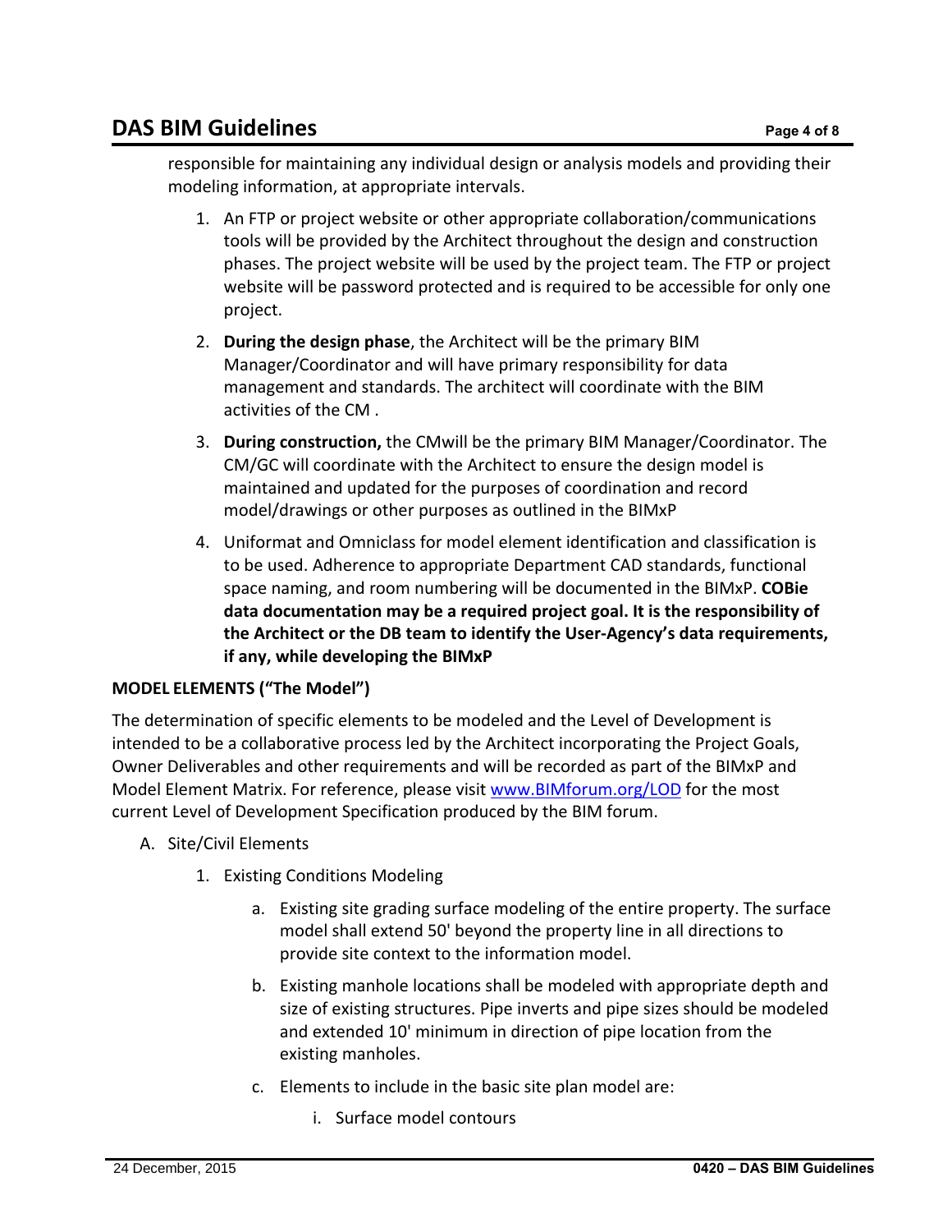responsible for maintaining any individual design or analysis models and providing their modeling information, at appropriate intervals.

1. An FTP or project website or other appropriate collaboration/communications tools will be provided by the Architect throughout the design and construction phases. The project website will be used by the project team. The FTP or project website will be password protected and is required to be accessible for only one project.
2. **During the design phase**, the Architect will be the primary BIM Manager/Coordinator and will have primary responsibility for data management and standards. The architect will coordinate with the BIM activities of the CM .
3. **During construction,** the CMwill be the primary BIM Manager/Coordinator. The CM/GC will coordinate with the Architect to ensure the design model is maintained and updated for the purposes of coordination and record model/drawings or other purposes as outlined in the BIMxP
4. Uniformat and Omniclass for model element identification and classification is to be used. Adherence to appropriate Department CAD standards, functional space naming, and room numbering will be documented in the BIMxP. **COBie data documentation may be a required project goal. It is the responsibility of the Architect or the DB team to identify the User-Agency's data requirements, if any, while developing the BIMxP**

**MODEL ELEMENTS ("The Model")**

The determination of specific elements to be modeled and the Level of Development is intended to be a collaborative process led by the Architect incorporating the Project Goals, Owner Deliverables and other requirements and will be recorded as part of the BIMxP and Model Element Matrix. For reference, please visit [www.BIMforum.org/LOD](http://www.BIMforum.org/LOD) for the most current Level of Development Specification produced by the BIM forum.

A. Site/Civil Elements
   1. Existing Conditions Modeling
      a. Existing site grading surface modeling of the entire property. The surface model shall extend 50' beyond the property line in all directions to provide site context to the information model.
      b. Existing manhole locations shall be modeled with appropriate depth and size of existing structures. Pipe inverts and pipe sizes should be modeled and extended 10' minimum in direction of pipe location from the existing manholes.
      c. Elements to include in the basic site plan model are:
         i. Surface model contours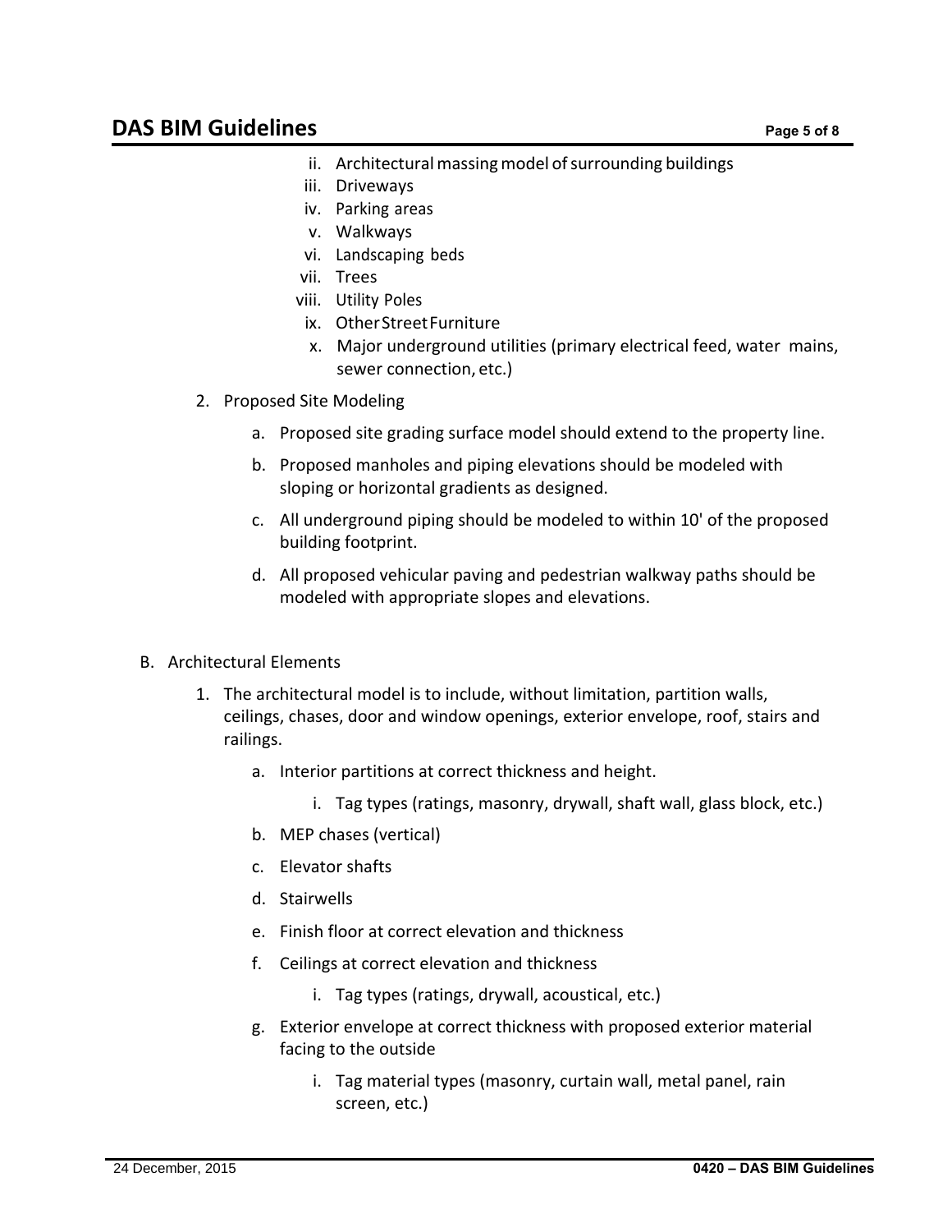ii. Architectural massing model of surrounding buildings
  iii. Driveways
  iv. Parking areas
  v. Walkways
  vi. Landscaping beds
  vii. Trees
  viii. Utility Poles
  ix. Other Street Furniture
  x. Major underground utilities (primary electrical feed, water mains, sewer connection, etc.)

2. Proposed Site Modeling

   a. Proposed site grading surface model should extend to the property line.

   b. Proposed manholes and piping elevations should be modeled with sloping or horizontal gradients as designed.

   c. All underground piping should be modeled to within 10' of the proposed building footprint.

   d. All proposed vehicular paving and pedestrian walkway paths should be modeled with appropriate slopes and elevations.

B. Architectural Elements

1. The architectural model is to include, without limitation, partition walls, ceilings, chases, door and window openings, exterior envelope, roof, stairs and railings.

   a. Interior partitions at correct thickness and height.

      i. Tag types (ratings, masonry, drywall, shaft wall, glass block, etc.)

   b. MEP chases (vertical)

   c. Elevator shafts

   d. Stairwells

   e. Finish floor at correct elevation and thickness

   f. Ceilings at correct elevation and thickness

      i. Tag types (ratings, drywall, acoustical, etc.)

   g. Exterior envelope at correct thickness with proposed exterior material facing to the outside

      i. Tag material types (masonry, curtain wall, metal panel, rain screen, etc.)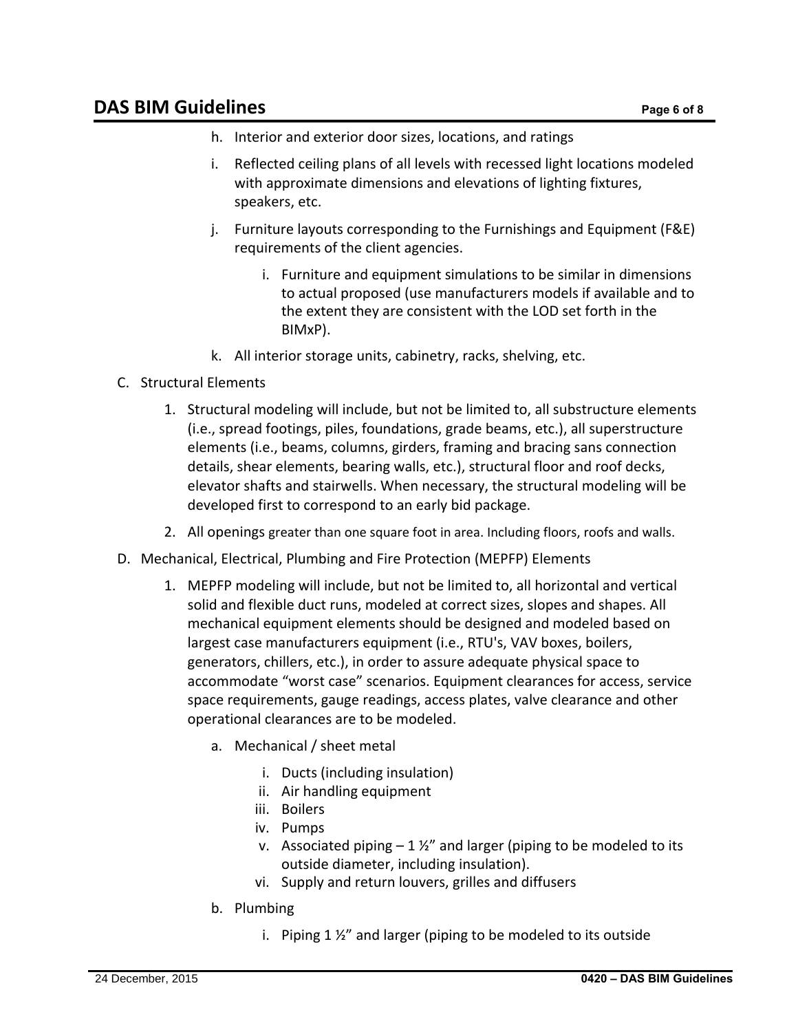h. Interior and exterior door sizes, locations, and ratings

i. Reflected ceiling plans of all levels with recessed light locations modeled with approximate dimensions and elevations of lighting fixtures, speakers, etc.

j. Furniture layouts corresponding to the Furnishings and Equipment (F&E) requirements of the client agencies.

   i. Furniture and equipment simulations to be similar in dimensions to actual proposed (use manufacturers models if available and to the extent they are consistent with the LOD set forth in the BIMxP).

k. All interior storage units, cabinetry, racks, shelving, etc.

C. Structural Elements

1. Structural modeling will include, but not be limited to, all substructure elements (i.e., spread footings, piles, foundations, grade beams, etc.), all superstructure elements (i.e., beams, columns, girders, framing and bracing sans connection details, shear elements, bearing walls, etc.), structural floor and roof decks, elevator shafts and stairwells. When necessary, the structural modeling will be developed first to correspond to an early bid package.

2. All openings greater than one square foot in area. Including floors, roofs and walls.

D. Mechanical, Electrical, Plumbing and Fire Protection (MEPFP) Elements

1. MEPFP modeling will include, but not be limited to, all horizontal and vertical solid and flexible duct runs, modeled at correct sizes, slopes and shapes. All mechanical equipment elements should be designed and modeled based on largest case manufacturers equipment (i.e., RTU's, VAV boxes, boilers, generators, chillers, etc.), in order to assure adequate physical space to accommodate "worst case" scenarios. Equipment clearances for access, service space requirements, gauge readings, access plates, valve clearance and other operational clearances are to be modeled.

   a. Mechanical / sheet metal

      i. Ducts (including insulation)
      ii. Air handling equipment
      iii. Boilers
      iv. Pumps
      v. Associated piping – 1 ½" and larger (piping to be modeled to its outside diameter, including insulation).
      vi. Supply and return louvers, grilles and diffusers

   b. Plumbing

      i. Piping 1 ½" and larger (piping to be modeled to its outside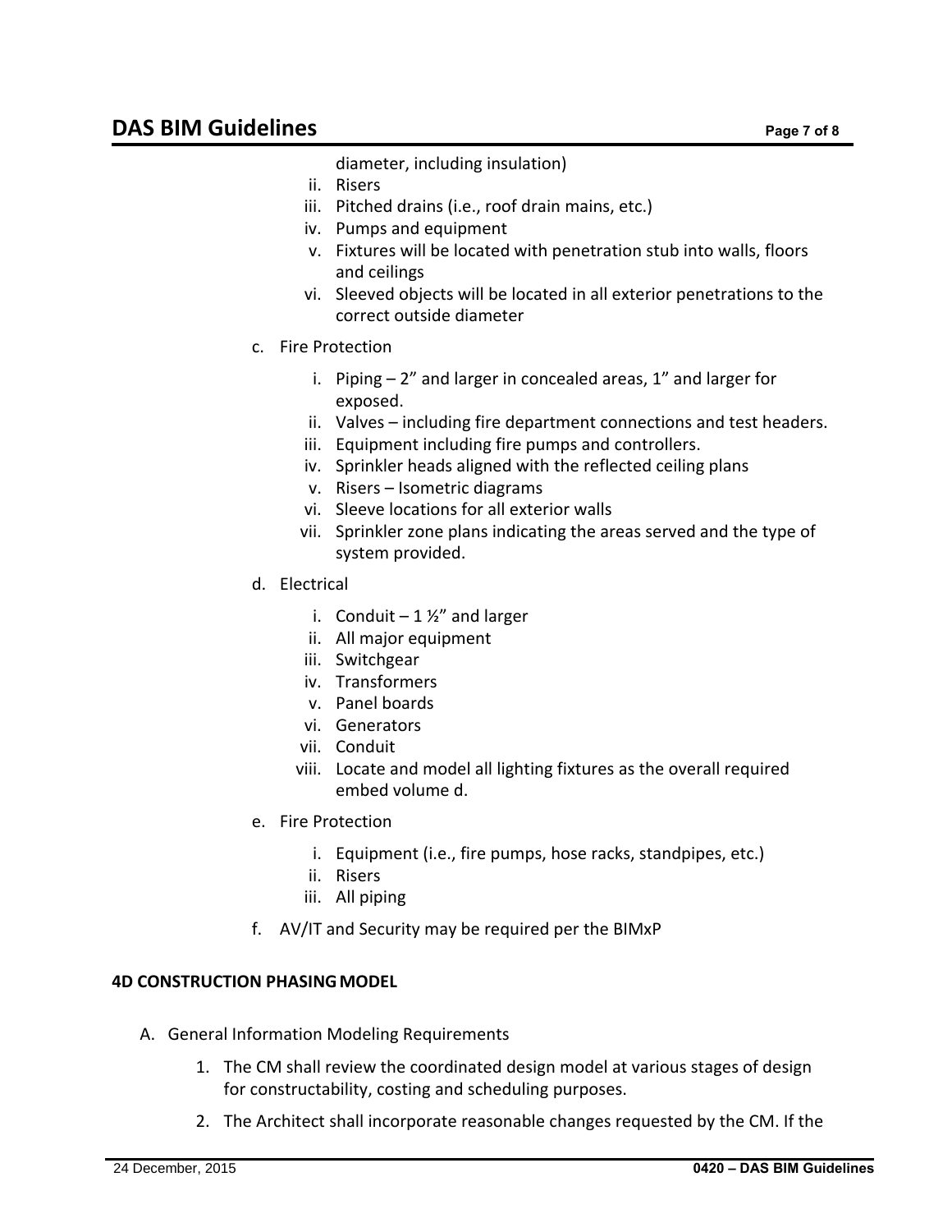diameter, including insulation)

ii. Risers
iii. Pitched drains (i.e., roof drain mains, etc.)
iv. Pumps and equipment
v. Fixtures will be located with penetration stub into walls, floors and ceilings
vi. Sleeved objects will be located in all exterior penetrations to the correct outside diameter

c. Fire Protection

i. Piping – 2" and larger in concealed areas, 1" and larger for exposed.
ii. Valves – including fire department connections and test headers.
iii. Equipment including fire pumps and controllers.
iv. Sprinkler heads aligned with the reflected ceiling plans
v. Risers – Isometric diagrams
vi. Sleeve locations for all exterior walls
vii. Sprinkler zone plans indicating the areas served and the type of system provided.

d. Electrical

i. Conduit – 1 ½" and larger
ii. All major equipment
iii. Switchgear
iv. Transformers
v. Panel boards
vi. Generators
vii. Conduit
viii. Locate and model all lighting fixtures as the overall required embed volume d.

e. Fire Protection

i. Equipment (i.e., fire pumps, hose racks, standpipes, etc.)
ii. Risers
iii. All piping

f. AV/IT and Security may be required per the BIMxP

**4D CONSTRUCTION PHASING MODEL**

A. General Information Modeling Requirements

1. The CM shall review the coordinated design model at various stages of design for constructability, costing and scheduling purposes.
2. The Architect shall incorporate reasonable changes requested by the CM. If the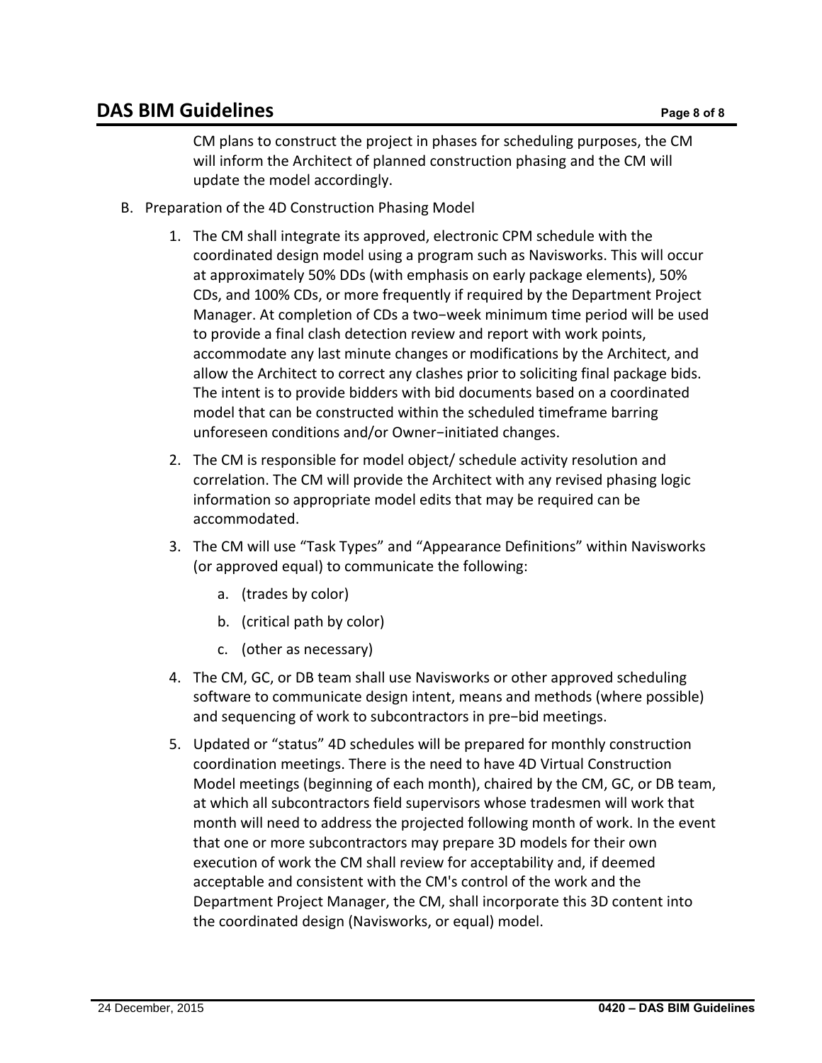CM plans to construct the project in phases for scheduling purposes, the CM will inform the Architect of planned construction phasing and the CM will update the model accordingly.

B. Preparation of the 4D Construction Phasing Model

1. The CM shall integrate its approved, electronic CPM schedule with the coordinated design model using a program such as Navisworks. This will occur at approximately 50% DDs (with emphasis on early package elements), 50% CDs, and 100% CDs, or more frequently if required by the Department Project Manager. At completion of CDs a two−week minimum time period will be used to provide a final clash detection review and report with work points, accommodate any last minute changes or modifications by the Architect, and allow the Architect to correct any clashes prior to soliciting final package bids. The intent is to provide bidders with bid documents based on a coordinated model that can be constructed within the scheduled timeframe barring unforeseen conditions and/or Owner−initiated changes.

2. The CM is responsible for model object/ schedule activity resolution and correlation. The CM will provide the Architect with any revised phasing logic information so appropriate model edits that may be required can be accommodated.

3. The CM will use "Task Types" and "Appearance Definitions" within Navisworks (or approved equal) to communicate the following:

   a. (trades by color)

   b. (critical path by color)

   c. (other as necessary)

4. The CM, GC, or DB team shall use Navisworks or other approved scheduling software to communicate design intent, means and methods (where possible) and sequencing of work to subcontractors in pre−bid meetings.

5. Updated or "status" 4D schedules will be prepared for monthly construction coordination meetings. There is the need to have 4D Virtual Construction Model meetings (beginning of each month), chaired by the CM, GC, or DB team, at which all subcontractors field supervisors whose tradesmen will work that month will need to address the projected following month of work. In the event that one or more subcontractors may prepare 3D models for their own execution of work the CM shall review for acceptability and, if deemed acceptable and consistent with the CM's control of the work and the Department Project Manager, the CM, shall incorporate this 3D content into the coordinated design (Navisworks, or equal) model.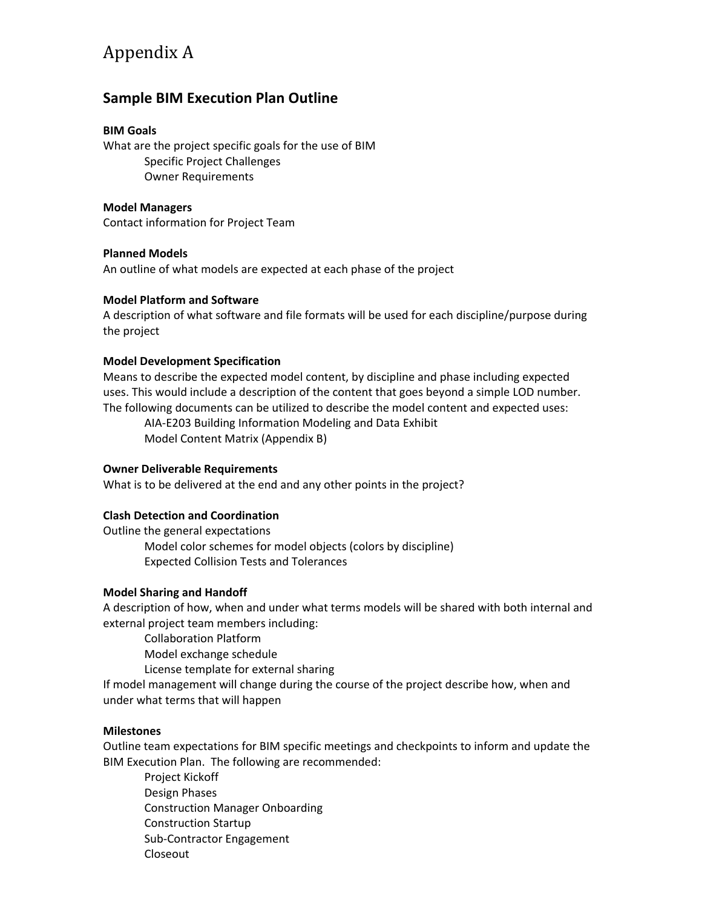# Appendix A

## Sample BIM Execution Plan Outline

**BIM Goals**

What are the project specific goals for the use of BIM

- Specific Project Challenges
- Owner Requirements

**Model Managers**

Contact information for Project Team

**Planned Models**

An outline of what models are expected at each phase of the project

**Model Platform and Software**

A description of what software and file formats will be used for each discipline/purpose during the project

**Model Development Specification**

Means to describe the expected model content, by discipline and phase including expected uses. This would include a description of the content that goes beyond a simple LOD number. The following documents can be utilized to describe the model content and expected uses:

- AIA-E203 Building Information Modeling and Data Exhibit
- Model Content Matrix (Appendix B)

**Owner Deliverable Requirements**

What is to be delivered at the end and any other points in the project?

**Clash Detection and Coordination**

Outline the general expectations

- Model color schemes for model objects (colors by discipline)
- Expected Collision Tests and Tolerances

**Model Sharing and Handoff**

A description of how, when and under what terms models will be shared with both internal and external project team members including:

- Collaboration Platform
- Model exchange schedule
- License template for external sharing

If model management will change during the course of the project describe how, when and under what terms that will happen

**Milestones**

Outline team expectations for BIM specific meetings and checkpoints to inform and update the BIM Execution Plan. The following are recommended:

- Project Kickoff
- Design Phases
- Construction Manager Onboarding
- Construction Startup
- Sub-Contractor Engagement
- Closeout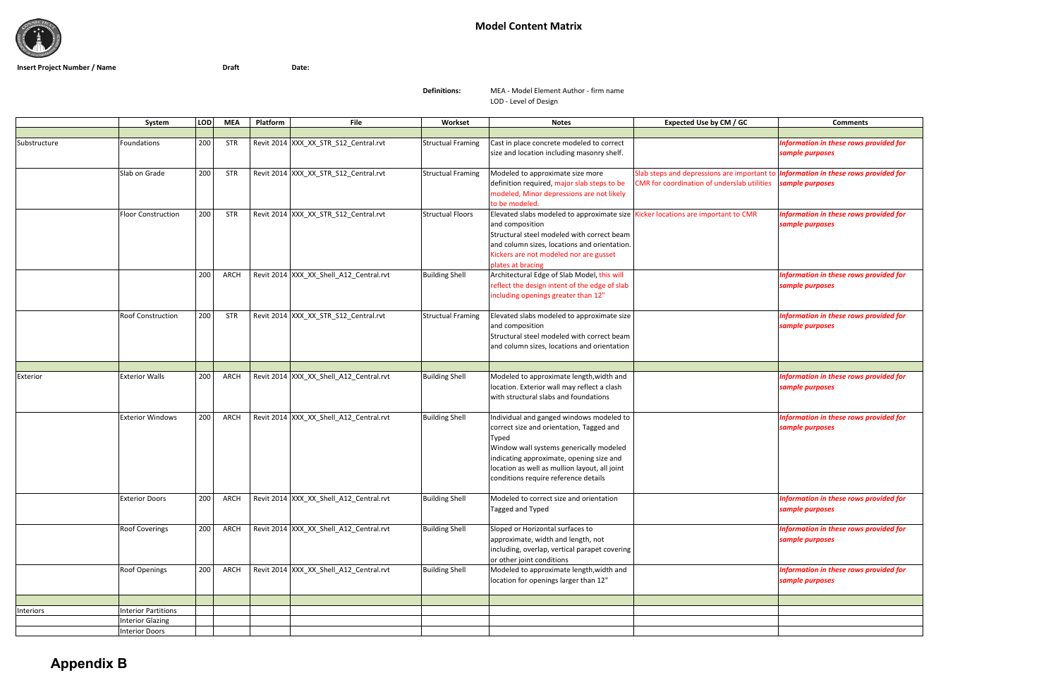# Model Content Matrix

**Insert Project Number / Name** **Draft** **Date:**

**Definitions:** MEA - Model Element Author - firm name
LOD - Level of Design

| | System | LOD | MEA | Platform | File | Workset | Notes | Expected Use by CM / GC | Comments |
|---|---|---|---|---|---|---|---|---|---|
| | | | | | | | | | |
| Substructure | Foundations | 200 | STR | Revit 2014 | XXX_XX_STR_S12_Central.rvt | Structual Framing | Cast in place concrete modeled to correct size and location including masonry shelf. | | ***Information in these rows provided for sample purposes*** |
| | Slab on Grade | 200 | STR | Revit 2014 | XXX_XX_STR_S12_Central.rvt | Structual Framing | Modeled to approximate size more definition required, major slab steps to be modeled, Minor depressions are not likely to be modeled. | Slab steps and depressions are important to CMR for coordination of underslab utilities | ***Information in these rows provided for sample purposes*** |
| | Floor Construction | 200 | STR | Revit 2014 | XXX_XX_STR_S12_Central.rvt | Structual Floors | Elevated slabs modeled to approximate size and composition Structural steel modeled with correct beam and column sizes, locations and orientation. Kickers are not modeled nor are gusset plates at bracing | Kicker locations are important to CMR | ***Information in these rows provided for sample purposes*** |
| | | 200 | ARCH | Revit 2014 | XXX_XX_Shell_A12_Central.rvt | Building Shell | Architectural Edge of Slab Model, this will reflect the design intent of the edge of slab including openings greater than 12" | | ***Information in these rows provided for sample purposes*** |
| | Roof Construction | 200 | STR | Revit 2014 | XXX_XX_STR_S12_Central.rvt | Structual Framing | Elevated slabs modeled to approximate size and composition Structural steel modeled with correct beam and column sizes, locations and orientation | | ***Information in these rows provided for sample purposes*** |
| | | | | | | | | | |
| Exterior | Exterior Walls | 200 | ARCH | Revit 2014 | XXX_XX_Shell_A12_Central.rvt | Building Shell | Modeled to approximate length,width and location. Exterior wall may reflect a clash with structural slabs and foundations | | ***Information in these rows provided for sample purposes*** |
| | Exterior Windows | 200 | ARCH | Revit 2014 | XXX_XX_Shell_A12_Central.rvt | Building Shell | Individual and ganged windows modeled to correct size and orientation, Tagged and Typed Window wall systems generically modeled indicating approximate, opening size and location as well as mullion layout, all joint conditions require reference details | | ***Information in these rows provided for sample purposes*** |
| | Exterior Doors | 200 | ARCH | Revit 2014 | XXX_XX_Shell_A12_Central.rvt | Building Shell | Modeled to correct size and orientation Tagged and Typed | | ***Information in these rows provided for sample purposes*** |
| | Roof Coverings | 200 | ARCH | Revit 2014 | XXX_XX_Shell_A12_Central.rvt | Building Shell | Sloped or Horizontal surfaces to approximate, width and length, not including, overlap, vertical parapet covering or other joint conditions | | ***Information in these rows provided for sample purposes*** |
| | Roof Openings | 200 | ARCH | Revit 2014 | XXX_XX_Shell_A12_Central.rvt | Building Shell | Modeled to approximate length,width and location for openings larger than 12" | | ***Information in these rows provided for sample purposes*** |
| | | | | | | | | | |
| Interiors | Interior Partitions | | | | | | | | |
| | Interior Glazing | | | | | | | | |
| | Interior Doors | | | | | | | | |

# Appendix B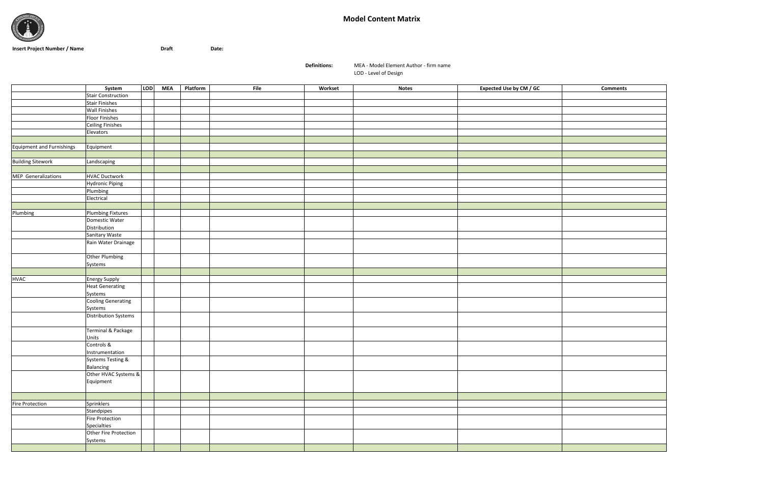# Model Content Matrix

**Insert Project Number / Name** **Draft** **Date:**

**Definitions:** MEA - Model Element Author - firm name
LOD - Level of Design

| | System | LOD | MEA | Platform | File | Workset | Notes | Expected Use by CM / GC | Comments |
|---|---|---|---|---|---|---|---|---|---|
| | Stair Construction | | | | | | | | |
| | Stair Finishes | | | | | | | | |
| | Wall Finishes | | | | | | | | |
| | Floor Finishes | | | | | | | | |
| | Ceiling Finishes | | | | | | | | |
| | Elevators | | | | | | | | |
| | | | | | | | | | |
| Equipment and Furnishings | Equipment | | | | | | | | |
| | | | | | | | | | |
| Building Sitework | Landscaping | | | | | | | | |
| | | | | | | | | | |
| MEP Generalizations | HVAC Ductwork | | | | | | | | |
| | Hydronic Piping | | | | | | | | |
| | Plumbing | | | | | | | | |
| | Electrical | | | | | | | | |
| | | | | | | | | | |
| Plumbing | Plumbing Fixtures | | | | | | | | |
| | Domestic Water Distribution | | | | | | | | |
| | Sanitary Waste | | | | | | | | |
| | Rain Water Drainage | | | | | | | | |
| | Other Plumbing Systems | | | | | | | | |
| | | | | | | | | | |
| HVAC | Energy Supply | | | | | | | | |
| | Heat Generating Systems | | | | | | | | |
| | Cooling Generating Systems | | | | | | | | |
| | Distribution Systems | | | | | | | | |
| | Terminal & Package Units | | | | | | | | |
| | Controls & Instrumentation | | | | | | | | |
| | Systems Testing & Balancing | | | | | | | | |
| | Other HVAC Systems & Equipment | | | | | | | | |
| | | | | | | | | | |
| Fire Protection | Sprinklers | | | | | | | | |
| | Standpipes | | | | | | | | |
| | Fire Protection Specialties | | | | | | | | |
| | Other Fire Protection Systems | | | | | | | | |
| | | | | | | | | | |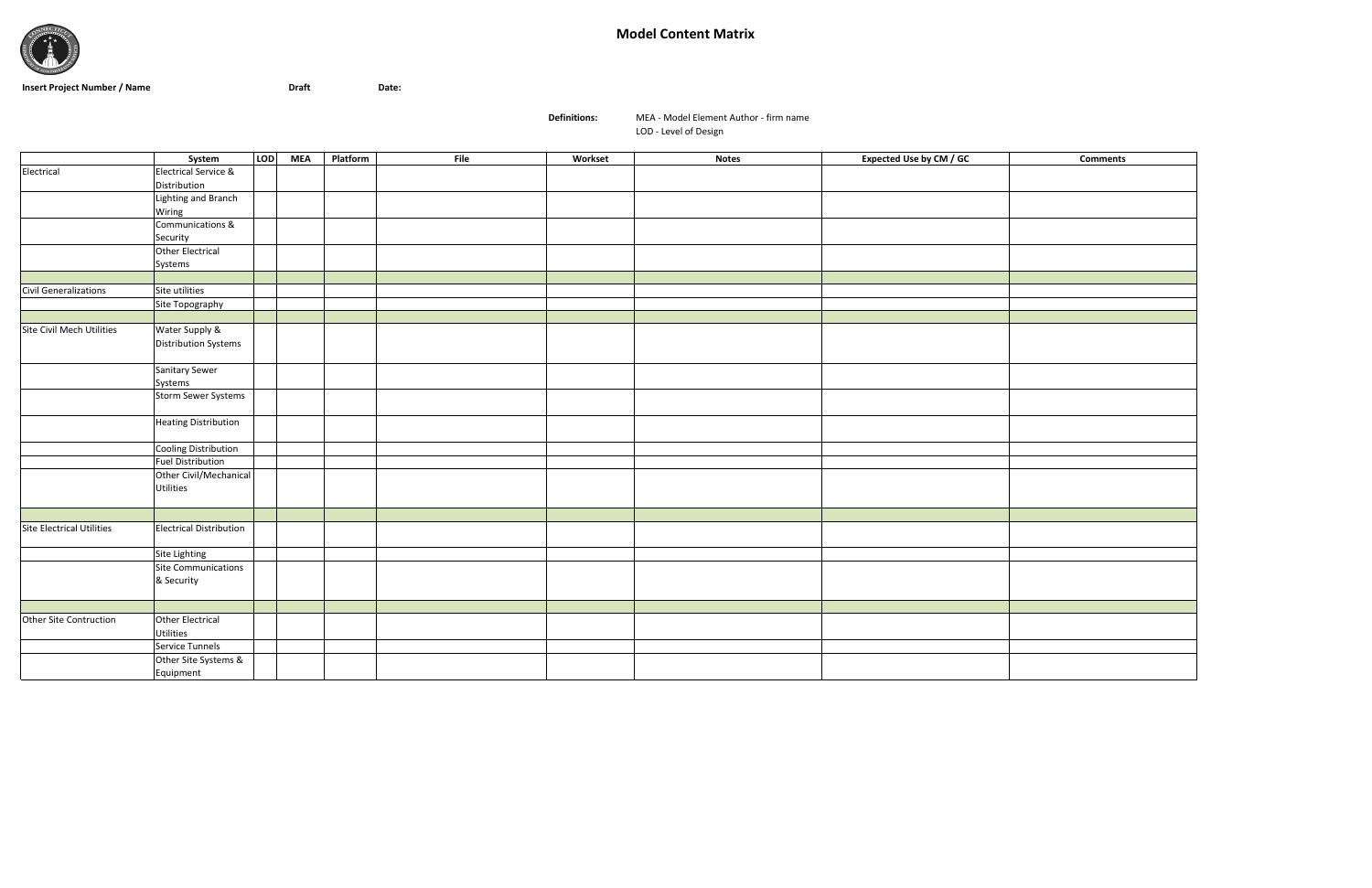# Model Content Matrix

**Insert Project Number / Name** **Draft** **Date:**

**Definitions:** MEA - Model Element Author - firm name
LOD - Level of Design

| | System | LOD | MEA | Platform | File | Workset | Notes | Expected Use by CM / GC | Comments |
|---|---|---|---|---|---|---|---|---|---|
| Electrical | Electrical Service & Distribution | | | | | | | | |
| | Lighting and Branch Wiring | | | | | | | | |
| | Communications & Security | | | | | | | | |
| | Other Electrical Systems | | | | | | | | |
| | | | | | | | | | |
| Civil Generalizations | Site utilities | | | | | | | | |
| | Site Topography | | | | | | | | |
| | | | | | | | | | |
| Site Civil Mech Utilities | Water Supply & Distribution Systems | | | | | | | | |
| | Sanitary Sewer Systems | | | | | | | | |
| | Storm Sewer Systems | | | | | | | | |
| | Heating Distribution | | | | | | | | |
| | Cooling Distribution | | | | | | | | |
| | Fuel Distribution | | | | | | | | |
| | Other Civil/Mechanical Utilities | | | | | | | | |
| | | | | | | | | | |
| Site Electrical Utilities | Electrical Distribution | | | | | | | | |
| | Site Lighting | | | | | | | | |
| | Site Communications & Security | | | | | | | | |
| | | | | | | | | | |
| Other Site Contruction | Other Electrical Utilities | | | | | | | | |
| | Service Tunnels | | | | | | | | |
| | Other Site Systems & Equipment | | | | | | | | |